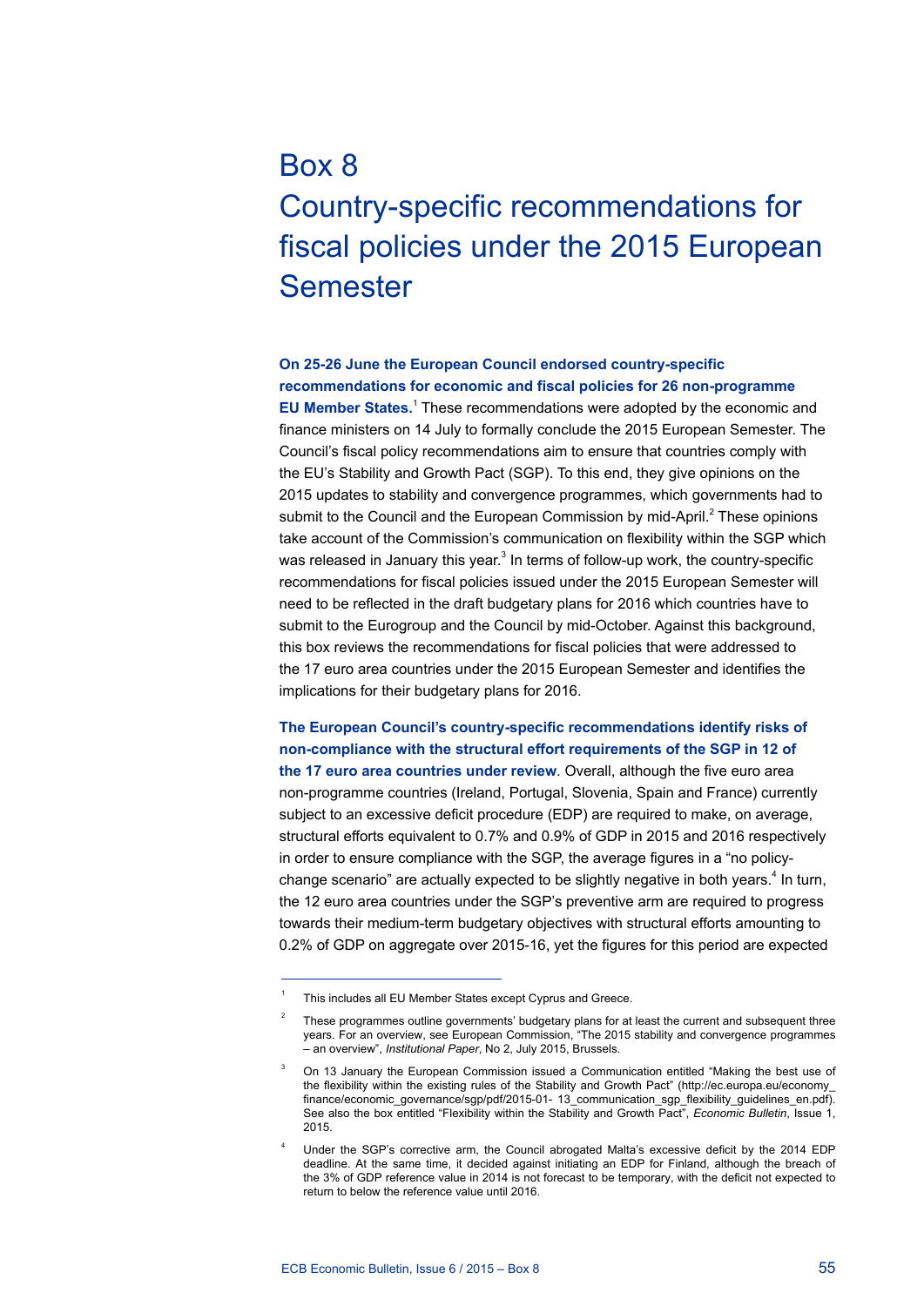# Box 8

# Country-specific recommendations for fiscal policies under the 2015 European Semester

**On 25-26 June the European Council endorsed country-specific recommendations for economic and fiscal policies for 26 non-programme EU Member States.**[1] These recommendations were adopted by the economic and finance ministers on 14 July to formally conclude the 2015 European Semester. The Council's fiscal policy recommendations aim to ensure that countries comply with the EU's Stability and Growth Pact (SGP). To this end, they give opinions on the 2015 updates to stability and convergence programmes, which governments had to submit to the Council and the European Commission by mid-April.[2] These opinions take account of the Commission's communication on flexibility within the SGP which was released in January this year.[3] In terms of follow-up work, the country-specific recommendations for fiscal policies issued under the 2015 European Semester will need to be reflected in the draft budgetary plans for 2016 which countries have to submit to the Eurogroup and the Council by mid-October. Against this background, this box reviews the recommendations for fiscal policies that were addressed to the 17 euro area countries under the 2015 European Semester and identifies the implications for their budgetary plans for 2016.

**The European Council's country-specific recommendations identify risks of non-compliance with the structural effort requirements of the SGP in 12 of the 17 euro area countries under review**. Overall, although the five euro area non-programme countries (Ireland, Portugal, Slovenia, Spain and France) currently subject to an excessive deficit procedure (EDP) are required to make, on average, structural efforts equivalent to 0.7% and 0.9% of GDP in 2015 and 2016 respectively in order to ensure compliance with the SGP, the average figures in a "no policy-change scenario" are actually expected to be slightly negative in both years.[4] In turn, the 12 euro area countries under the SGP's preventive arm are required to progress towards their medium-term budgetary objectives with structural efforts amounting to 0.2% of GDP on aggregate over 2015-16, yet the figures for this period are expected

---

[1] This includes all EU Member States except Cyprus and Greece.

[2] These programmes outline governments' budgetary plans for at least the current and subsequent three years. For an overview, see European Commission, "The 2015 stability and convergence programmes – an overview", *Institutional Paper*, No 2, July 2015, Brussels.

[3] On 13 January the European Commission issued a Communication entitled "Making the best use of the flexibility within the existing rules of the Stability and Growth Pact" (http://ec.europa.eu/economy_finance/economic_governance/sgp/pdf/2015-01- 13_communication_sgp_flexibility_guidelines_en.pdf). See also the box entitled "Flexibility within the Stability and Growth Pact", *Economic Bulletin*, Issue 1, 2015.

[4] Under the SGP's corrective arm, the Council abrogated Malta's excessive deficit by the 2014 EDP deadline. At the same time, it decided against initiating an EDP for Finland, although the breach of the 3% of GDP reference value in 2014 is not forecast to be temporary, with the deficit not expected to return to below the reference value until 2016.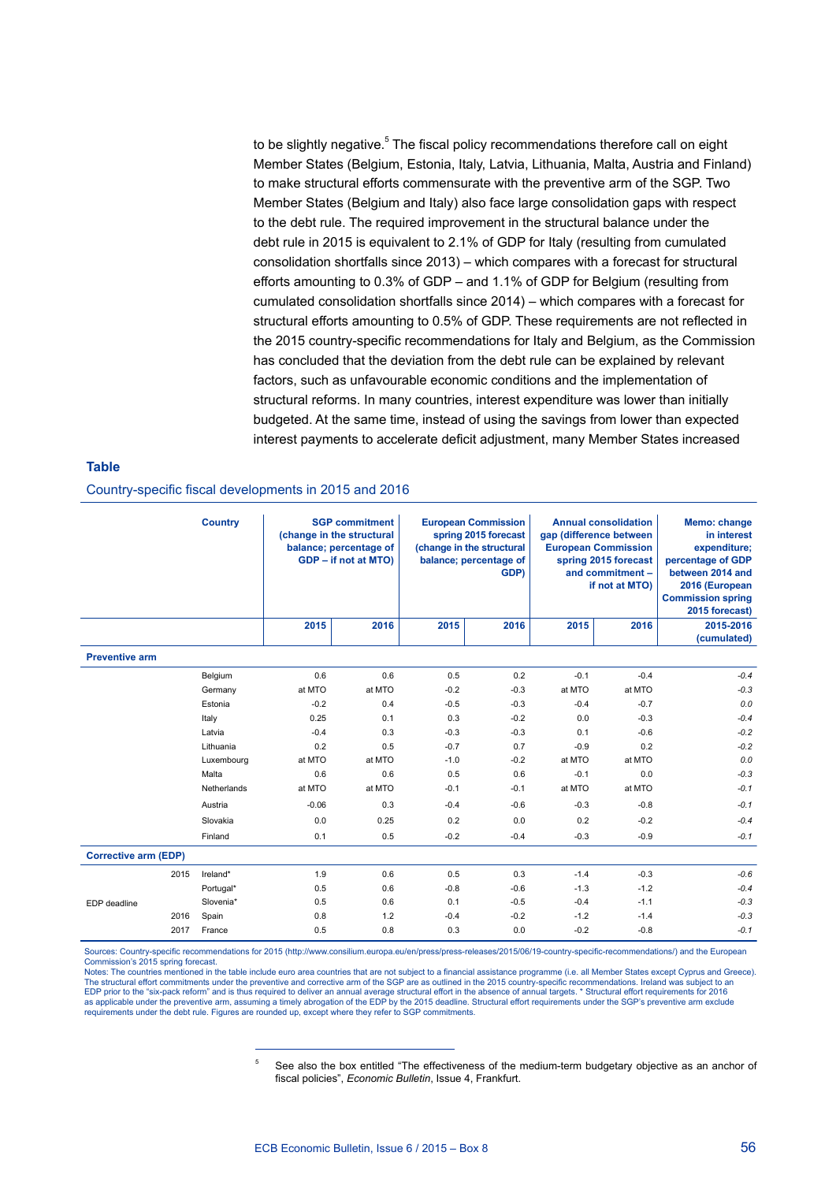to be slightly negative.[5] The fiscal policy recommendations therefore call on eight Member States (Belgium, Estonia, Italy, Latvia, Lithuania, Malta, Austria and Finland) to make structural efforts commensurate with the preventive arm of the SGP. Two Member States (Belgium and Italy) also face large consolidation gaps with respect to the debt rule. The required improvement in the structural balance under the debt rule in 2015 is equivalent to 2.1% of GDP for Italy (resulting from cumulated consolidation shortfalls since 2013) – which compares with a forecast for structural efforts amounting to 0.3% of GDP – and 1.1% of GDP for Belgium (resulting from cumulated consolidation shortfalls since 2014) – which compares with a forecast for structural efforts amounting to 0.5% of GDP. These requirements are not reflected in the 2015 country-specific recommendations for Italy and Belgium, as the Commission has concluded that the deviation from the debt rule can be explained by relevant factors, such as unfavourable economic conditions and the implementation of structural reforms. In many countries, interest expenditure was lower than initially budgeted. At the same time, instead of using the savings from lower than expected interest payments to accelerate deficit adjustment, many Member States increased

**Table**

Country-specific fiscal developments in 2015 and 2016

| | Country | SGP commitment (change in the structural balance; percentage of GDP – if not at MTO) | | European Commission spring 2015 forecast (change in the structural balance; percentage of GDP) | | Annual consolidation gap (difference between European Commission spring 2015 forecast and commitment – if not at MTO) | | Memo: change in interest expenditure; percentage of GDP between 2014 and 2016 (European Commission spring 2015 forecast) |
|---|---|---|---|---|---|---|---|---|
| | | 2015 | 2016 | 2015 | 2016 | 2015 | 2016 | 2015-2016 (cumulated) |
| **Preventive arm** | | | | | | | | |
| | Belgium | 0.6 | 0.6 | 0.5 | 0.2 | -0.1 | -0.4 | *-0.4* |
| | Germany | at MTO | at MTO | -0.2 | -0.3 | at MTO | at MTO | *-0.3* |
| | Estonia | -0.2 | 0.4 | -0.5 | -0.3 | -0.4 | -0.7 | *0.0* |
| | Italy | 0.25 | 0.1 | 0.3 | -0.2 | 0.0 | -0.3 | *-0.4* |
| | Latvia | -0.4 | 0.3 | -0.3 | -0.3 | 0.1 | -0.6 | *-0.2* |
| | Lithuania | 0.2 | 0.5 | -0.7 | 0.7 | -0.9 | 0.2 | *-0.2* |
| | Luxembourg | at MTO | at MTO | -1.0 | -0.2 | at MTO | at MTO | *0.0* |
| | Malta | 0.6 | 0.6 | 0.5 | 0.6 | -0.1 | 0.0 | *-0.3* |
| | Netherlands | at MTO | at MTO | -0.1 | -0.1 | at MTO | at MTO | *-0.1* |
| | Austria | -0.06 | 0.3 | -0.4 | -0.6 | -0.3 | -0.8 | *-0.1* |
| | Slovakia | 0.0 | 0.25 | 0.2 | 0.0 | 0.2 | -0.2 | *-0.4* |
| | Finland | 0.1 | 0.5 | -0.2 | -0.4 | -0.3 | -0.9 | *-0.1* |
| **Corrective arm (EDP)** | | | | | | | | |
| EDP deadline 2015 | Ireland* | 1.9 | 0.6 | 0.5 | 0.3 | -1.4 | -0.3 | *-0.6* |
| 2015 | Portugal* | 0.5 | 0.6 | -0.8 | -0.6 | -1.3 | -1.2 | *-0.4* |
| 2015 | Slovenia* | 0.5 | 0.6 | 0.1 | -0.5 | -0.4 | -1.1 | *-0.3* |
| 2016 | Spain | 0.8 | 1.2 | -0.4 | -0.2 | -1.2 | -1.4 | *-0.3* |
| 2017 | France | 0.5 | 0.8 | 0.3 | 0.0 | -0.2 | -0.8 | *-0.1* |

Sources: Country-specific recommendations for 2015 (http://www.consilium.europa.eu/en/press/press-releases/2015/06/19-country-specific-recommendations/) and the European Commission's 2015 spring forecast.
Notes: The countries mentioned in the table include euro area countries that are not subject to a financial assistance programme (i.e. all Member States except Cyprus and Greece). The structural effort commitments under the preventive and corrective arm of the SGP are as outlined in the 2015 country-specific recommendations. Ireland was subject to an EDP prior to the "six-pack reform" and is thus required to deliver an annual average structural effort in the absence of annual targets. * Structural effort requirements for 2016 as applicable under the preventive arm, assuming a timely abrogation of the EDP by the 2015 deadline. Structural effort requirements under the SGP's preventive arm exclude requirements under the debt rule. Figures are rounded up, except where they refer to SGP commitments.

[5] See also the box entitled "The effectiveness of the medium-term budgetary objective as an anchor of fiscal policies", *Economic Bulletin*, Issue 4, Frankfurt.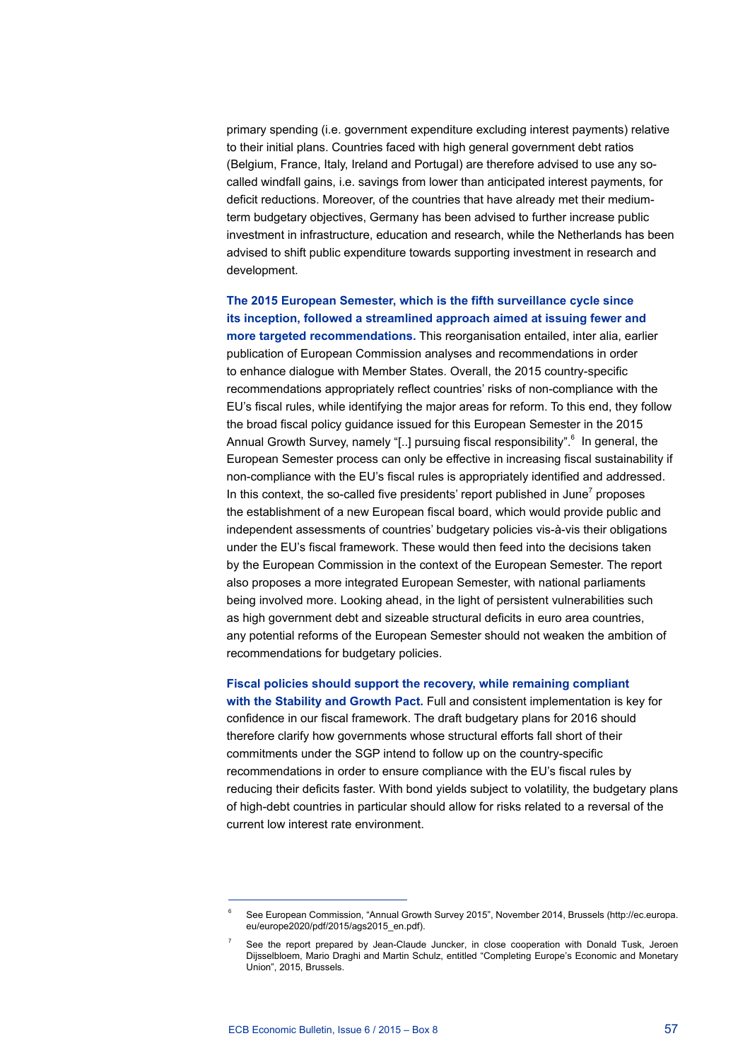primary spending (i.e. government expenditure excluding interest payments) relative to their initial plans. Countries faced with high general government debt ratios (Belgium, France, Italy, Ireland and Portugal) are therefore advised to use any so-called windfall gains, i.e. savings from lower than anticipated interest payments, for deficit reductions. Moreover, of the countries that have already met their medium-term budgetary objectives, Germany has been advised to further increase public investment in infrastructure, education and research, while the Netherlands has been advised to shift public expenditure towards supporting investment in research and development.

**The 2015 European Semester, which is the fifth surveillance cycle since its inception, followed a streamlined approach aimed at issuing fewer and more targeted recommendations.** This reorganisation entailed, inter alia, earlier publication of European Commission analyses and recommendations in order to enhance dialogue with Member States. Overall, the 2015 country-specific recommendations appropriately reflect countries' risks of non-compliance with the EU's fiscal rules, while identifying the major areas for reform. To this end, they follow the broad fiscal policy guidance issued for this European Semester in the 2015 Annual Growth Survey, namely "[..] pursuing fiscal responsibility".[6] In general, the European Semester process can only be effective in increasing fiscal sustainability if non-compliance with the EU's fiscal rules is appropriately identified and addressed. In this context, the so-called five presidents' report published in June[7] proposes the establishment of a new European fiscal board, which would provide public and independent assessments of countries' budgetary policies vis-à-vis their obligations under the EU's fiscal framework. These would then feed into the decisions taken by the European Commission in the context of the European Semester. The report also proposes a more integrated European Semester, with national parliaments being involved more. Looking ahead, in the light of persistent vulnerabilities such as high government debt and sizeable structural deficits in euro area countries, any potential reforms of the European Semester should not weaken the ambition of recommendations for budgetary policies.

**Fiscal policies should support the recovery, while remaining compliant with the Stability and Growth Pact.** Full and consistent implementation is key for confidence in our fiscal framework. The draft budgetary plans for 2016 should therefore clarify how governments whose structural efforts fall short of their commitments under the SGP intend to follow up on the country-specific recommendations in order to ensure compliance with the EU's fiscal rules by reducing their deficits faster. With bond yields subject to volatility, the budgetary plans of high-debt countries in particular should allow for risks related to a reversal of the current low interest rate environment.

---

[6] See European Commission, "Annual Growth Survey 2015", November 2014, Brussels (http://ec.europa.eu/europe2020/pdf/2015/ags2015_en.pdf).

[7] See the report prepared by Jean-Claude Juncker, in close cooperation with Donald Tusk, Jeroen Dijsselbloem, Mario Draghi and Martin Schulz, entitled "Completing Europe's Economic and Monetary Union", 2015, Brussels.